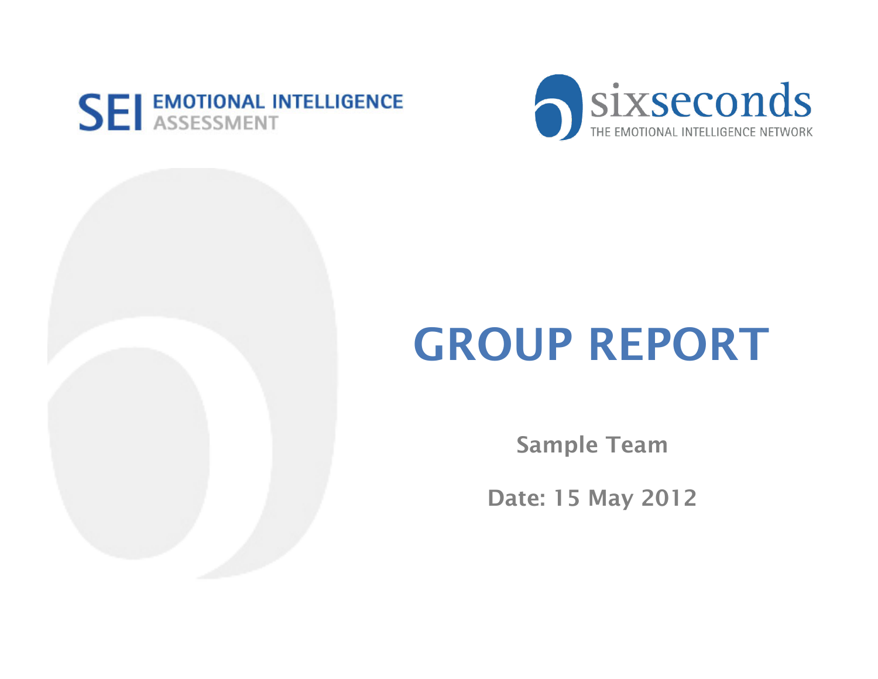SEI EMOTIONAL INTELLIGENCE ASSESSMENT

sixseconds THE EMOTIONAL INTELLIGENCE NETWORK

# GROUP REPORT

**Sample Team**

**Date: 15 May 2012**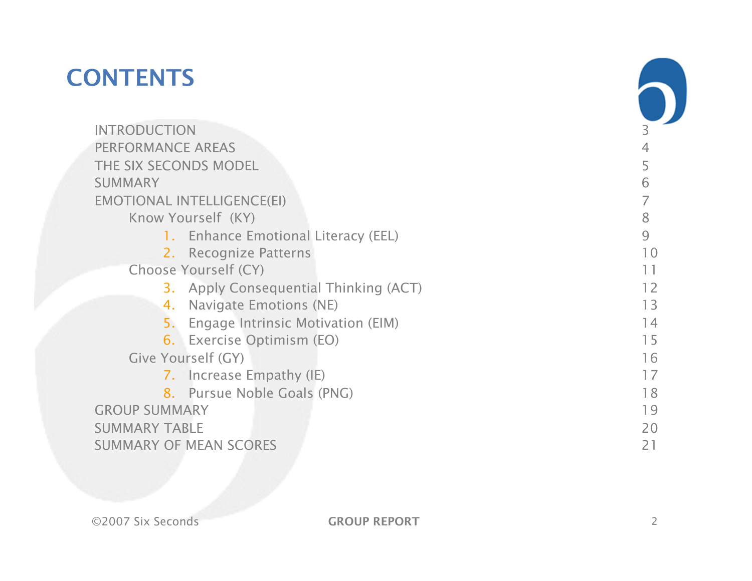# CONTENTS

| | |
|---|---|
| INTRODUCTION | 3 |
| PERFORMANCE AREAS | 4 |
| THE SIX SECONDS MODEL | 5 |
| SUMMARY | 6 |
| EMOTIONAL INTELLIGENCE(EI) | 7 |
| Know Yourself (KY) | 8 |
| 1. Enhance Emotional Literacy (EEL) | 9 |
| 2. Recognize Patterns | 10 |
| Choose Yourself (CY) | 11 |
| 3. Apply Consequential Thinking (ACT) | 12 |
| 4. Navigate Emotions (NE) | 13 |
| 5. Engage Intrinsic Motivation (EIM) | 14 |
| 6. Exercise Optimism (EO) | 15 |
| Give Yourself (GY) | 16 |
| 7. Increase Empathy (IE) | 17 |
| 8. Pursue Noble Goals (PNG) | 18 |
| GROUP SUMMARY | 19 |
| SUMMARY TABLE | 20 |
| SUMMARY OF MEAN SCORES | 21 |

©2007 Six Seconds GROUP REPORT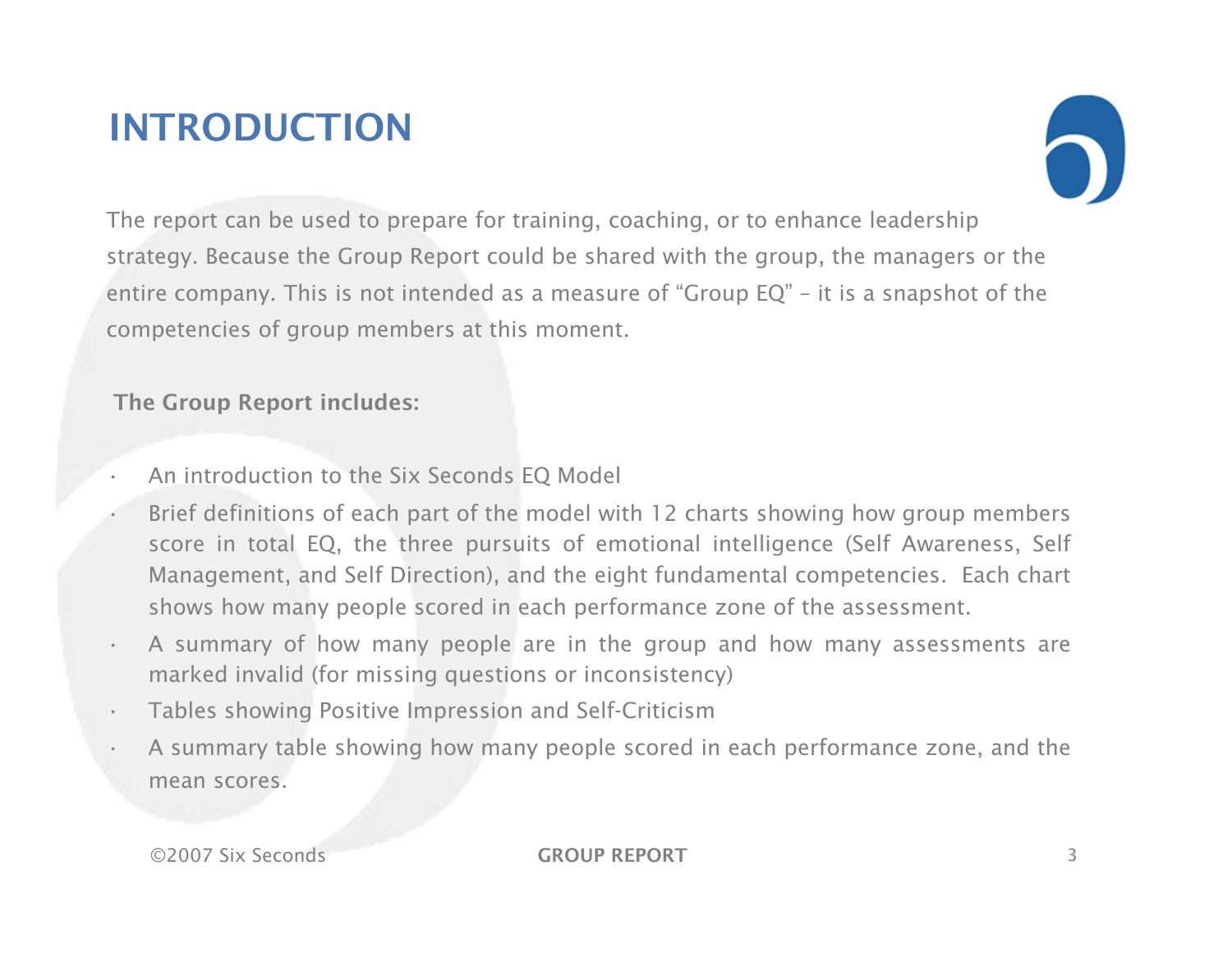# INTRODUCTION

The report can be used to prepare for training, coaching, or to enhance leadership strategy. Because the Group Report could be shared with the group, the managers or the entire company. This is not intended as a measure of "Group EQ" – it is a snapshot of the competencies of group members at this moment.

**The Group Report includes:**

- An introduction to the Six Seconds EQ Model
- Brief definitions of each part of the model with 12 charts showing how group members score in total EQ, the three pursuits of emotional intelligence (Self Awareness, Self Management, and Self Direction), and the eight fundamental competencies. Each chart shows how many people scored in each performance zone of the assessment.
- A summary of how many people are in the group and how many assessments are marked invalid (for missing questions or inconsistency)
- Tables showing Positive Impression and Self-Criticism
- A summary table showing how many people scored in each performance zone, and the mean scores.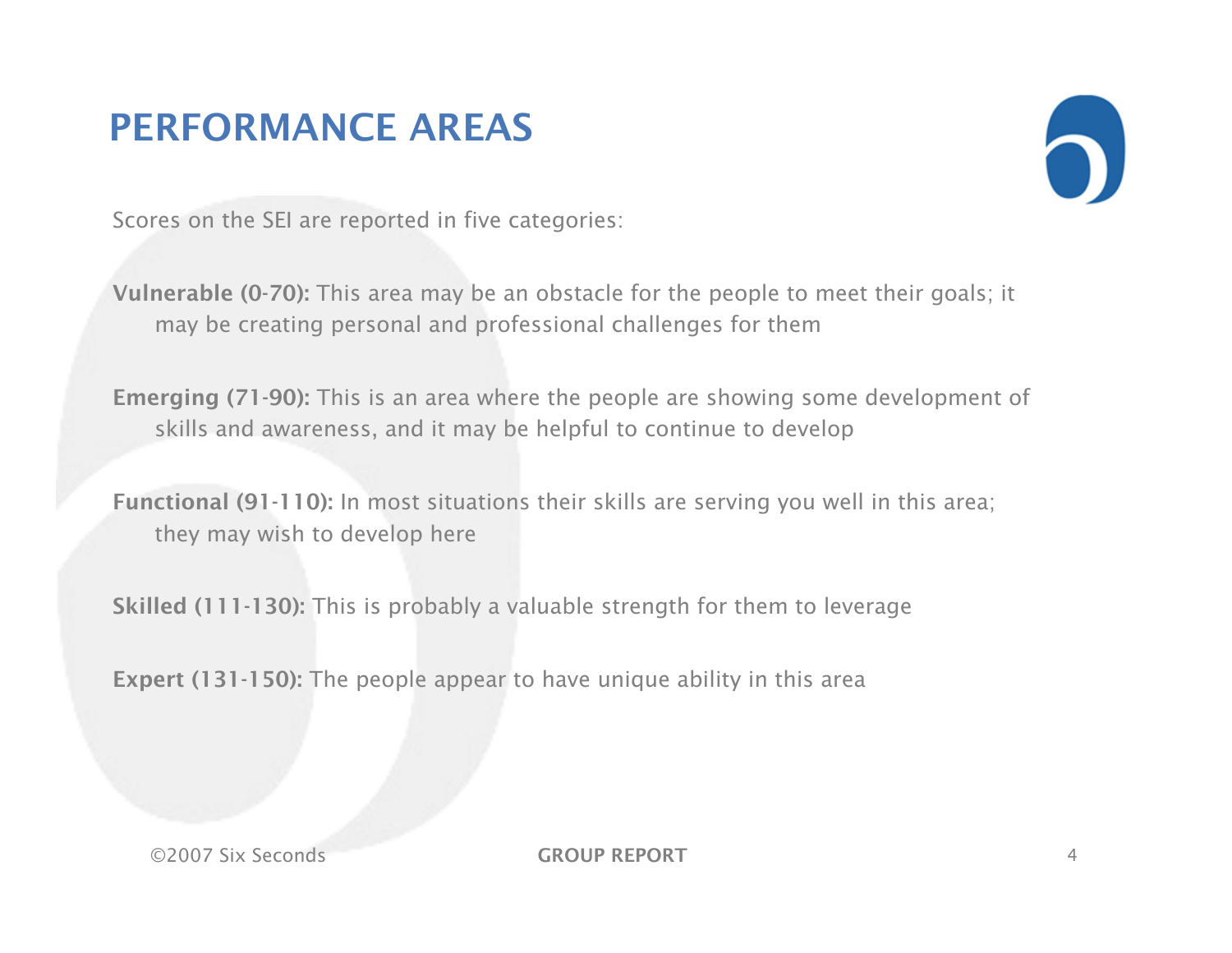# PERFORMANCE AREAS

Scores on the SEI are reported in five categories:

**Vulnerable (0-70):** This area may be an obstacle for the people to meet their goals; it may be creating personal and professional challenges for them

**Emerging (71-90):** This is an area where the people are showing some development of skills and awareness, and it may be helpful to continue to develop

**Functional (91-110):** In most situations their skills are serving you well in this area; they may wish to develop here

**Skilled (111-130):** This is probably a valuable strength for them to leverage

**Expert (131-150):** The people appear to have unique ability in this area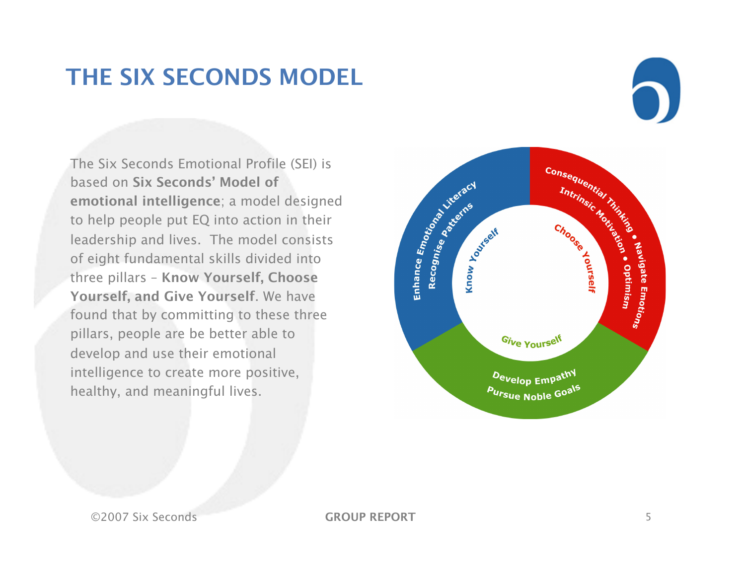# THE SIX SECONDS MODEL

The Six Seconds Emotional Profile (SEI) is based on **Six Seconds' Model of emotional intelligence**; a model designed to help people put EQ into action in their leadership and lives. The model consists of eight fundamental skills divided into three pillars – **Know Yourself, Choose Yourself, and Give Yourself**. We have found that by committing to these three pillars, people are be better able to develop and use their emotional intelligence to create more positive, healthy, and meaningful lives.

**Know Yourself**
- Enhance Emotional Literacy
- Recognise Patterns

**Choose Yourself**
- Consequential Thinking
- Navigate Emotions
- Intrinsic Motivation
- Optimism

**Give Yourself**
- Develop Empathy
- Pursue Noble Goals

©2007 Six Seconds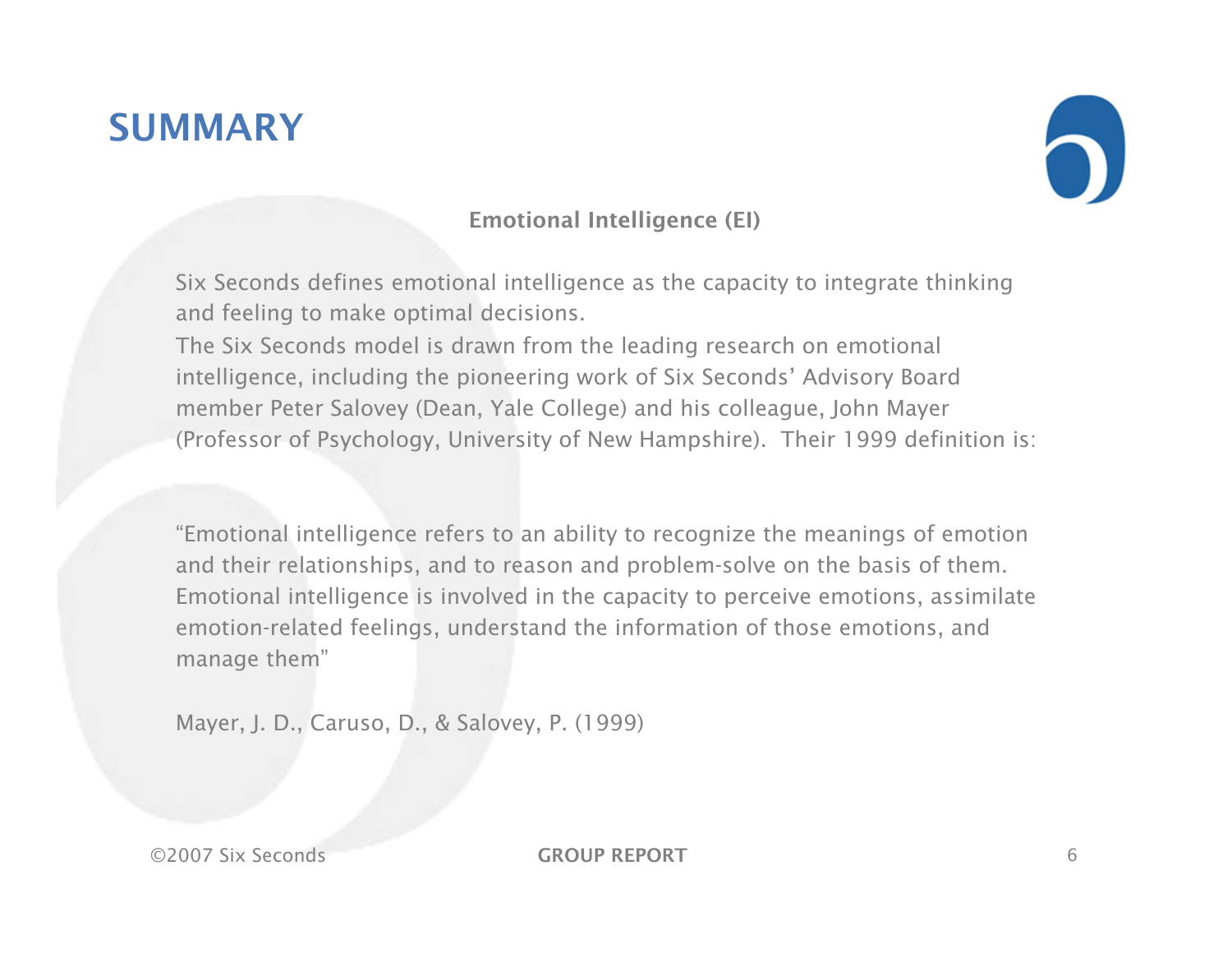# SUMMARY

### Emotional Intelligence (EI)

Six Seconds defines emotional intelligence as the capacity to integrate thinking and feeling to make optimal decisions.
The Six Seconds model is drawn from the leading research on emotional intelligence, including the pioneering work of Six Seconds' Advisory Board member Peter Salovey (Dean, Yale College) and his colleague, John Mayer (Professor of Psychology, University of New Hampshire).  Their 1999 definition is:

"Emotional intelligence refers to an ability to recognize the meanings of emotion and their relationships, and to reason and problem-solve on the basis of them. Emotional intelligence is involved in the capacity to perceive emotions, assimilate emotion-related feelings, understand the information of those emotions, and manage them"

Mayer, J. D., Caruso, D., & Salovey, P. (1999)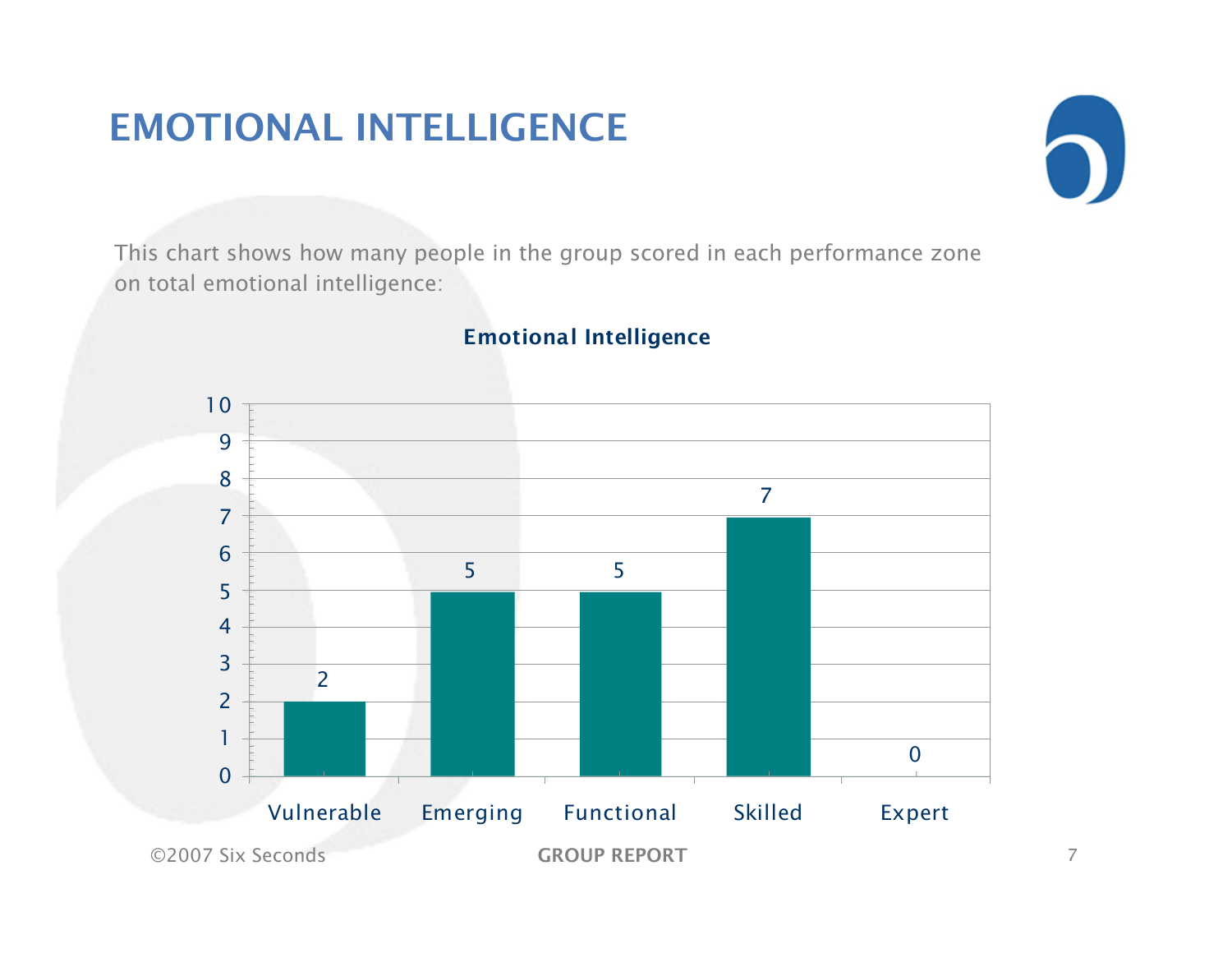# EMOTIONAL INTELLIGENCE

This chart shows how many people in the group scored in each performance zone on total emotional intelligence:

**Emotional Intelligence**

| Performance Zone | Number of People |
| --- | --- |
| Vulnerable | 2 |
| Emerging | 5 |
| Functional | 5 |
| Skilled | 7 |
| Expert | 0 |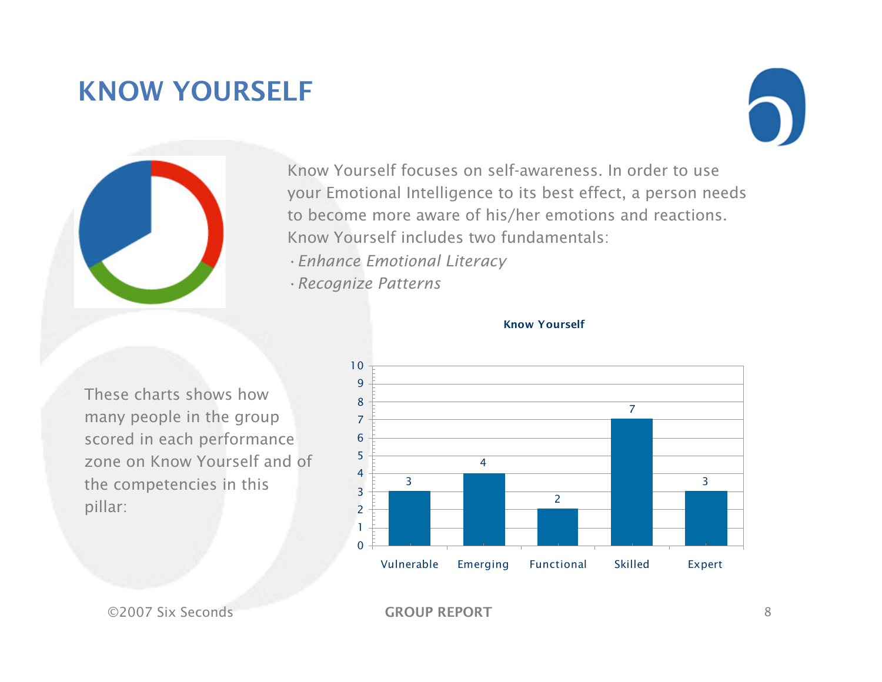# KNOW YOURSELF

Know Yourself focuses on self-awareness. In order to use your Emotional Intelligence to its best effect, a person needs to become more aware of his/her emotions and reactions. Know Yourself includes two fundamentals:

- *Enhance Emotional Literacy*
- *Recognize Patterns*

These charts shows how many people in the group scored in each performance zone on Know Yourself and of the competencies in this pillar:

**Know Yourself**

| Vulnerable | Emerging | Functional | Skilled | Expert |
|---|---|---|---|---|
| 3 | 4 | 2 | 7 | 3 |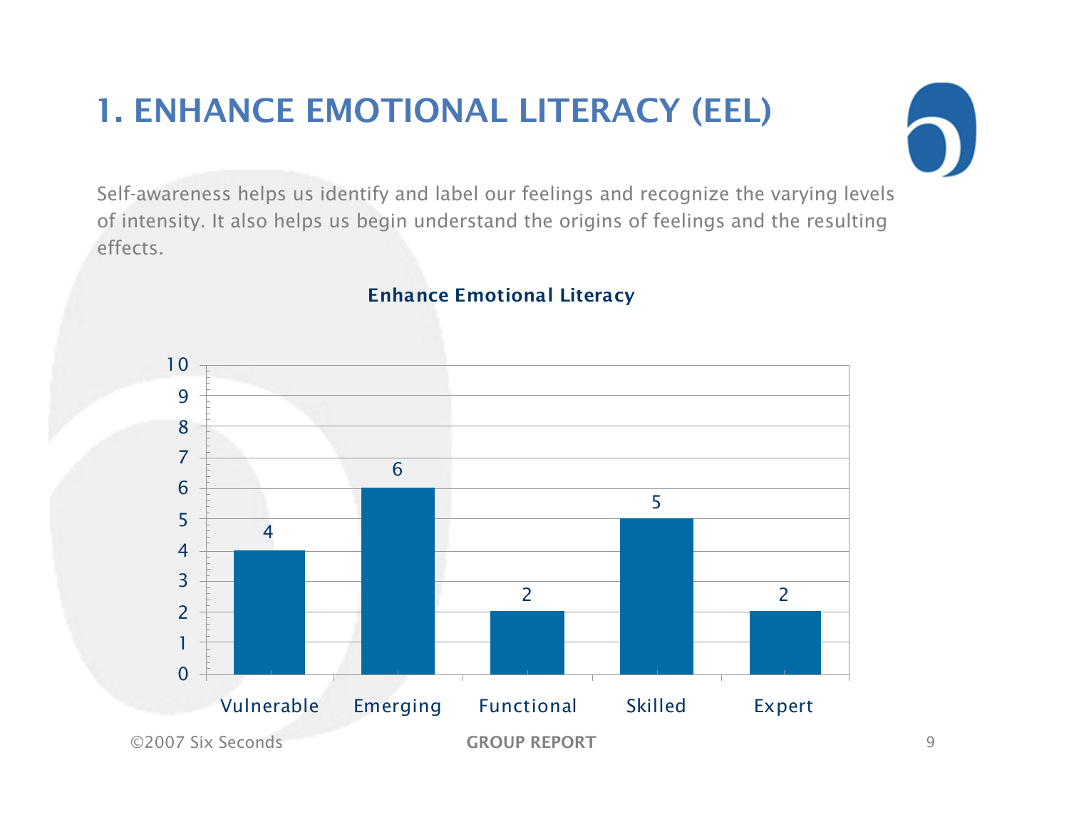# 1. ENHANCE EMOTIONAL LITERACY (EEL)

Self-awareness helps us identify and label our feelings and recognize the varying levels of intensity. It also helps us begin understand the origins of feelings and the resulting effects.

**Enhance Emotional Literacy**

| Vulnerable | Emerging | Functional | Skilled | Expert |
|---|---|---|---|---|
| 4 | 6 | 2 | 5 | 2 |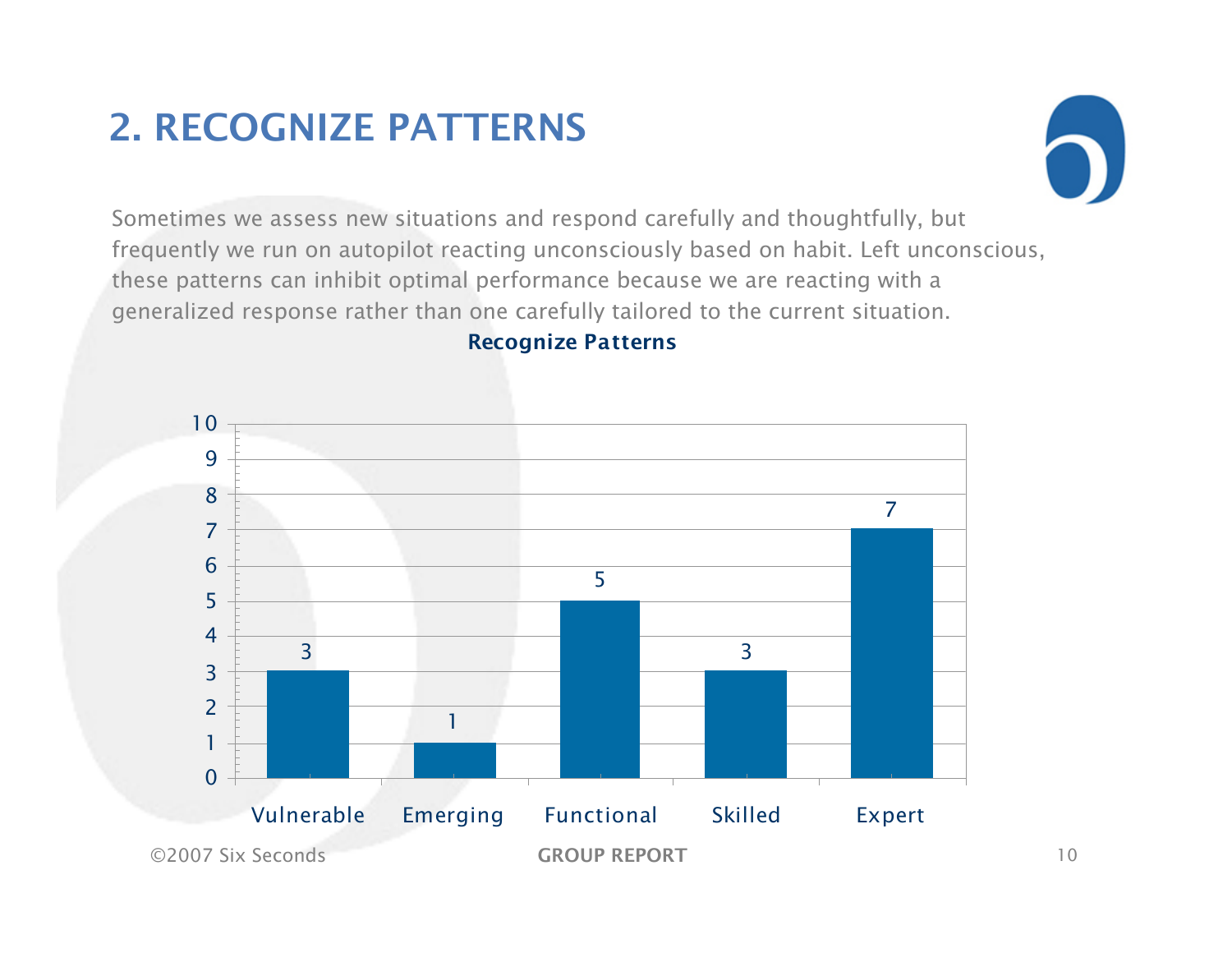## 2. RECOGNIZE PATTERNS

Sometimes we assess new situations and respond carefully and thoughtfully, but frequently we run on autopilot reacting unconsciously based on habit. Left unconscious, these patterns can inhibit optimal performance because we are reacting with a generalized response rather than one carefully tailored to the current situation.

**Recognize Patterns**

| Level | Count |
|---|---|
| Vulnerable | 3 |
| Emerging | 1 |
| Functional | 5 |
| Skilled | 3 |
| Expert | 7 |

©2007 Six Seconds GROUP REPORT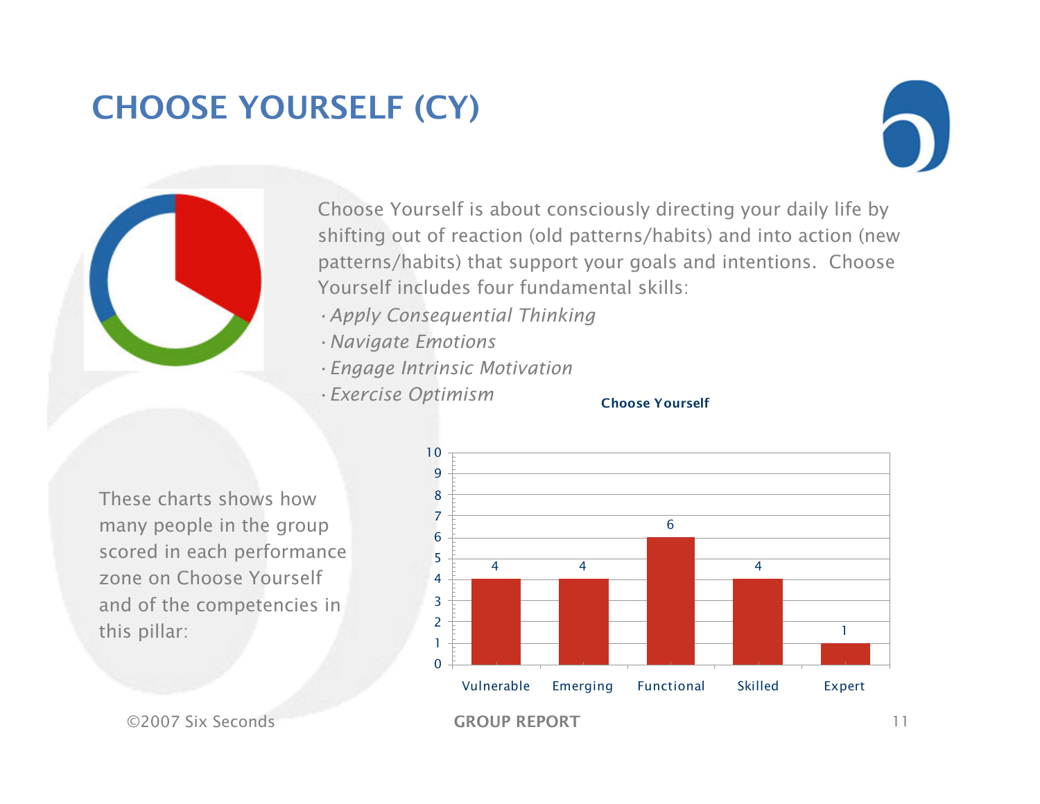# CHOOSE YOURSELF (CY)

Choose Yourself is about consciously directing your daily life by shifting out of reaction (old patterns/habits) and into action (new patterns/habits) that support your goals and intentions. Choose Yourself includes four fundamental skills:

- *Apply Consequential Thinking*
- *Navigate Emotions*
- *Engage Intrinsic Motivation*
- *Exercise Optimism*

These charts shows how many people in the group scored in each performance zone on Choose Yourself and of the competencies in this pillar:

**Choose Yourself**

| Vulnerable | Emerging | Functional | Skilled | Expert |
| --- | --- | --- | --- | --- |
| 4 | 4 | 6 | 4 | 1 |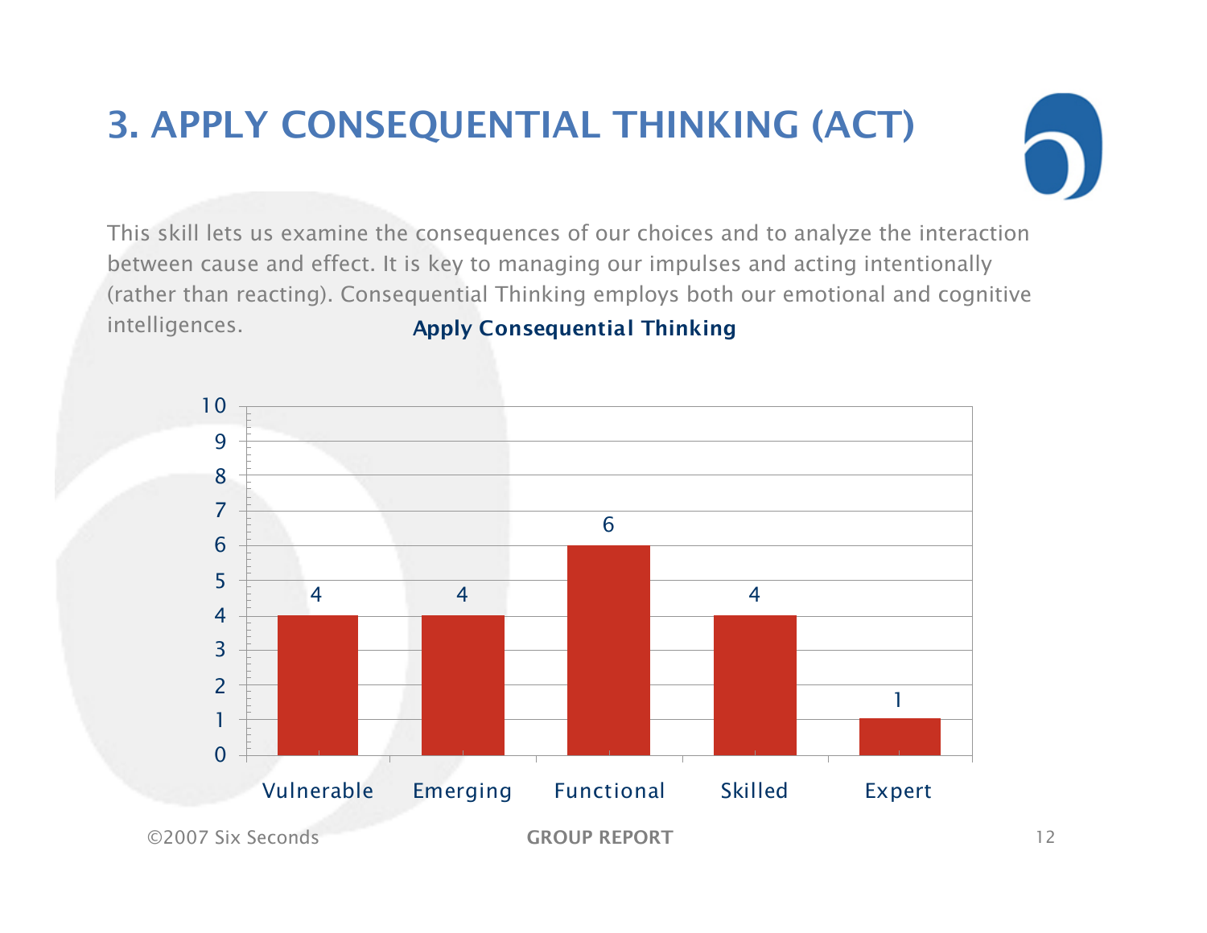# 3. APPLY CONSEQUENTIAL THINKING (ACT)

This skill lets us examine the consequences of our choices and to analyze the interaction between cause and effect. It is key to managing our impulses and acting intentionally (rather than reacting). Consequential Thinking employs both our emotional and cognitive intelligences.

**Apply Consequential Thinking**

| Vulnerable | Emerging | Functional | Skilled | Expert |
|---|---|---|---|---|
| 4 | 4 | 6 | 4 | 1 |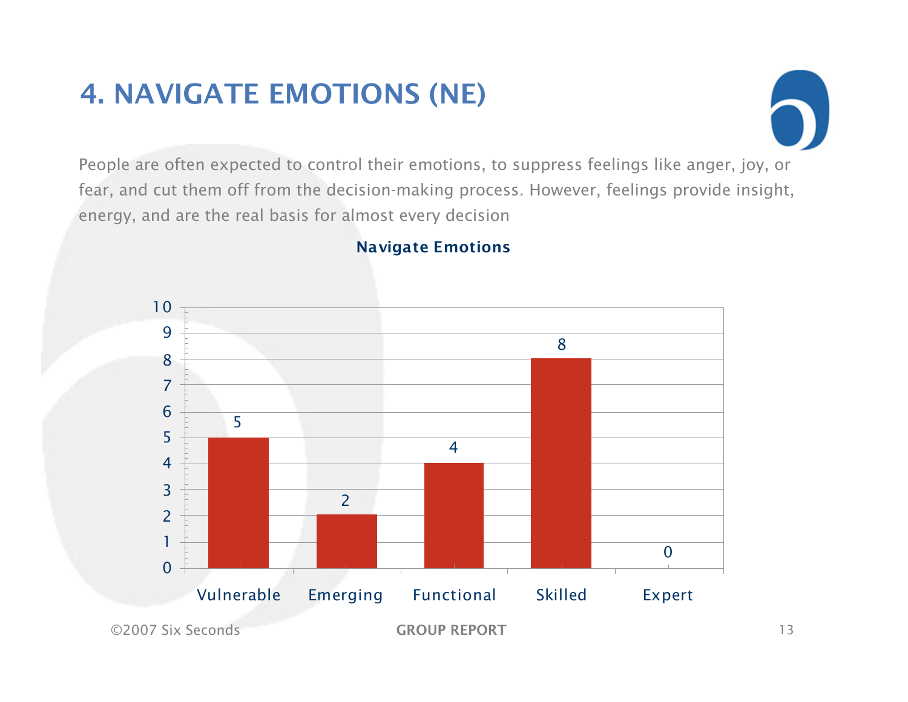# 4. NAVIGATE EMOTIONS (NE)

People are often expected to control their emotions, to suppress feelings like anger, joy, or fear, and cut them off from the decision-making process. However, feelings provide insight, energy, and are the real basis for almost every decision

**Navigate Emotions**

| Level | Count |
|---|---|
| Vulnerable | 5 |
| Emerging | 2 |
| Functional | 4 |
| Skilled | 8 |
| Expert | 0 |

©2007 Six Seconds

**GROUP REPORT**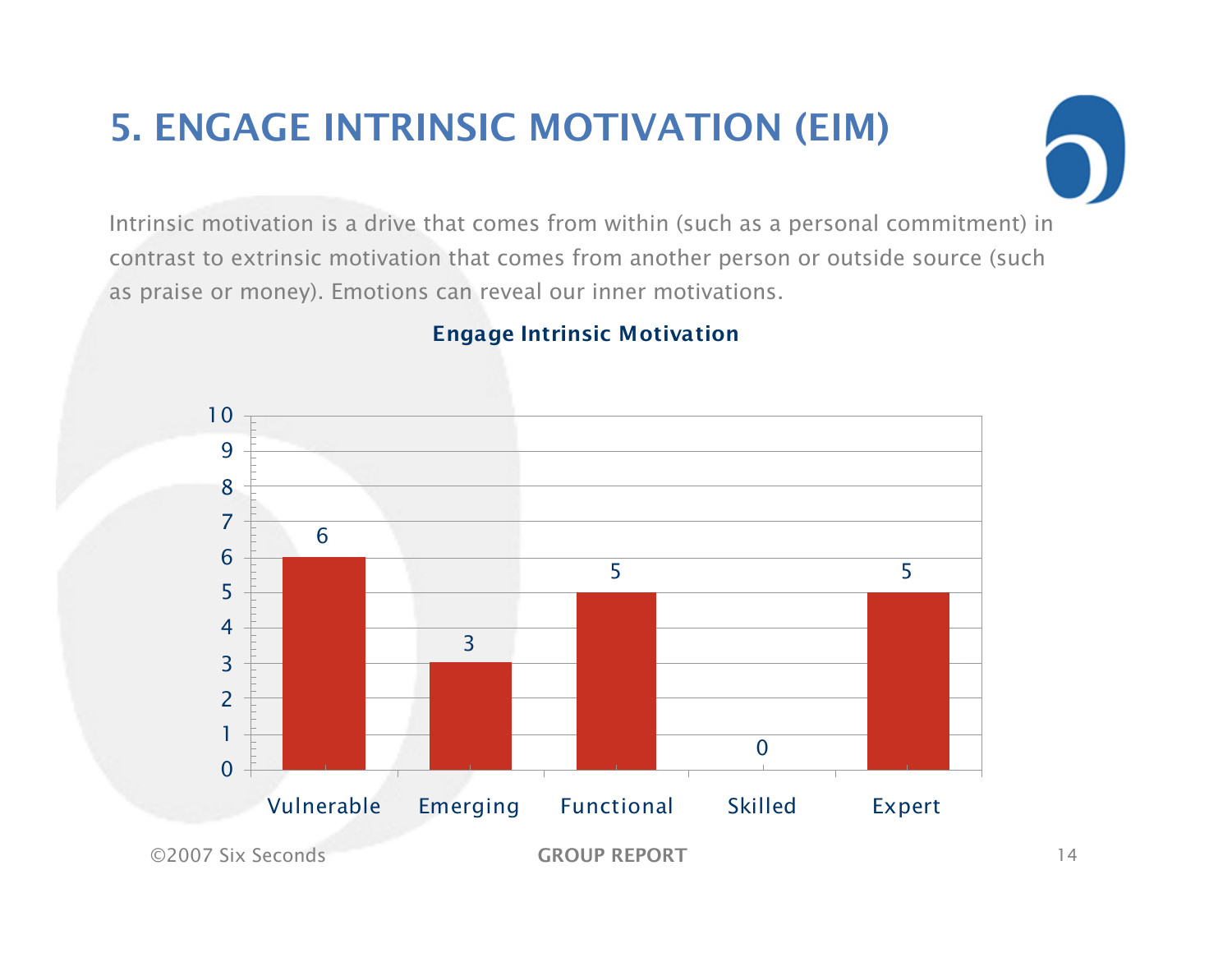# 5. ENGAGE INTRINSIC MOTIVATION (EIM)

Intrinsic motivation is a drive that comes from within (such as a personal commitment) in contrast to extrinsic motivation that comes from another person or outside source (such as praise or money). Emotions can reveal our inner motivations.

**Engage Intrinsic Motivation**

| Vulnerable | Emerging | Functional | Skilled | Expert |
|---|---|---|---|---|
| 6 | 3 | 5 | 0 | 5 |

©2007 Six Seconds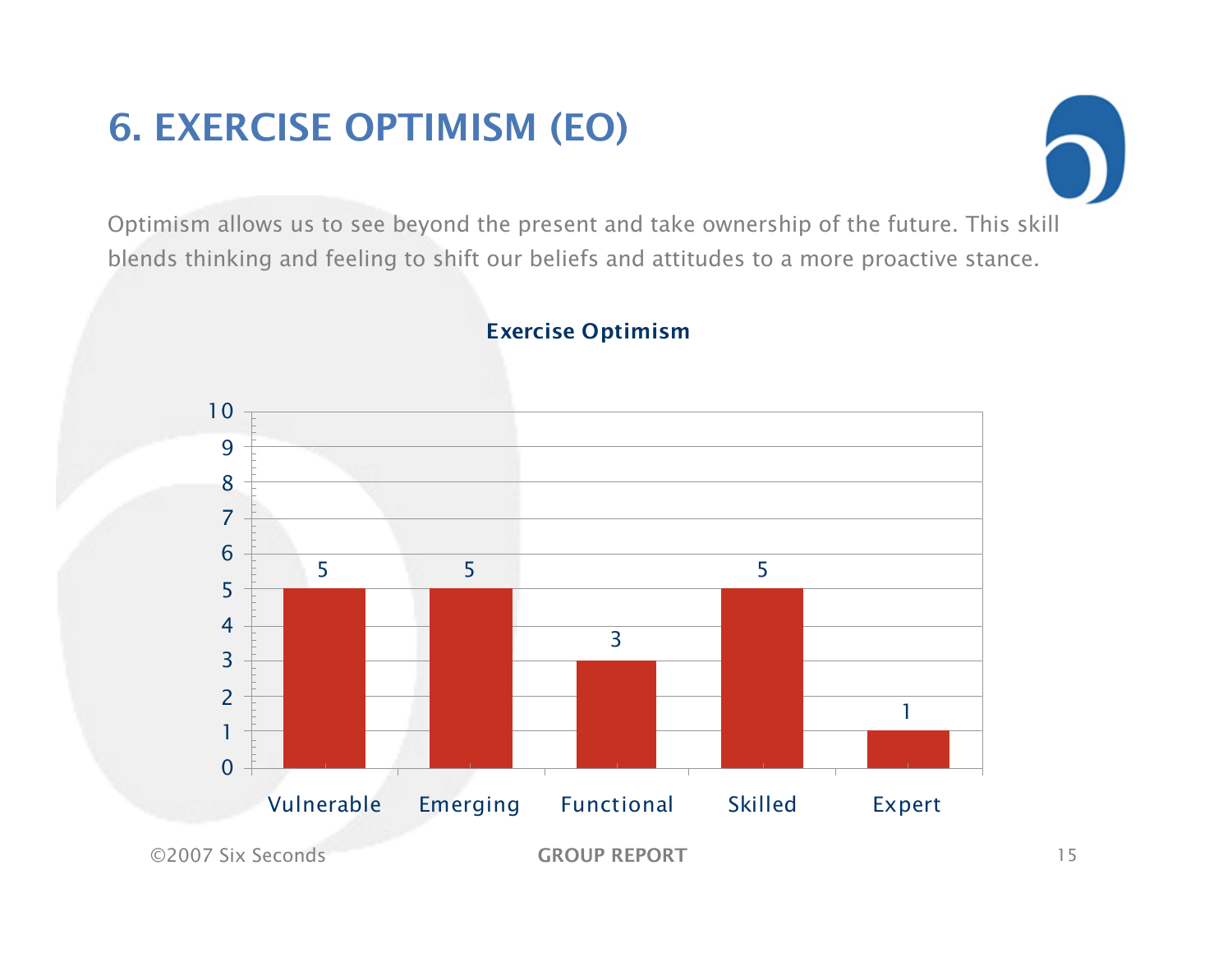# 6. EXERCISE OPTIMISM (EO)

Optimism allows us to see beyond the present and take ownership of the future. This skill blends thinking and feeling to shift our beliefs and attitudes to a more proactive stance.

**Exercise Optimism**

| Vulnerable | Emerging | Functional | Skilled | Expert |
|---|---|---|---|---|
| 5 | 5 | 3 | 5 | 1 |

GROUP REPORT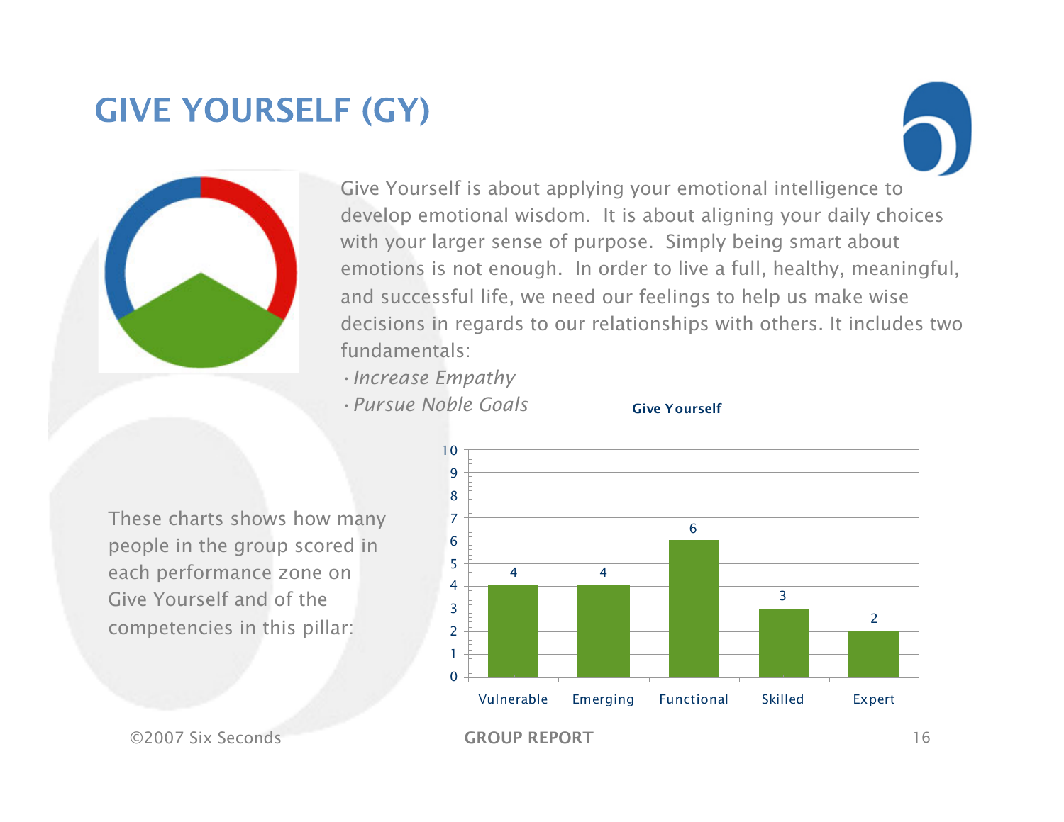# GIVE YOURSELF (GY)

Give Yourself is about applying your emotional intelligence to develop emotional wisdom. It is about aligning your daily choices with your larger sense of purpose. Simply being smart about emotions is not enough. In order to live a full, healthy, meaningful, and successful life, we need our feelings to help us make wise decisions in regards to our relationships with others. It includes two fundamentals:

- *Increase Empathy*
- *Pursue Noble Goals*

These charts shows how many people in the group scored in each performance zone on Give Yourself and of the competencies in this pillar:

**Give Yourself**

| Zone | Count |
|---|---|
| Vulnerable | 4 |
| Emerging | 4 |
| Functional | 6 |
| Skilled | 3 |
| Expert | 2 |

©2007 Six Seconds

**GROUP REPORT**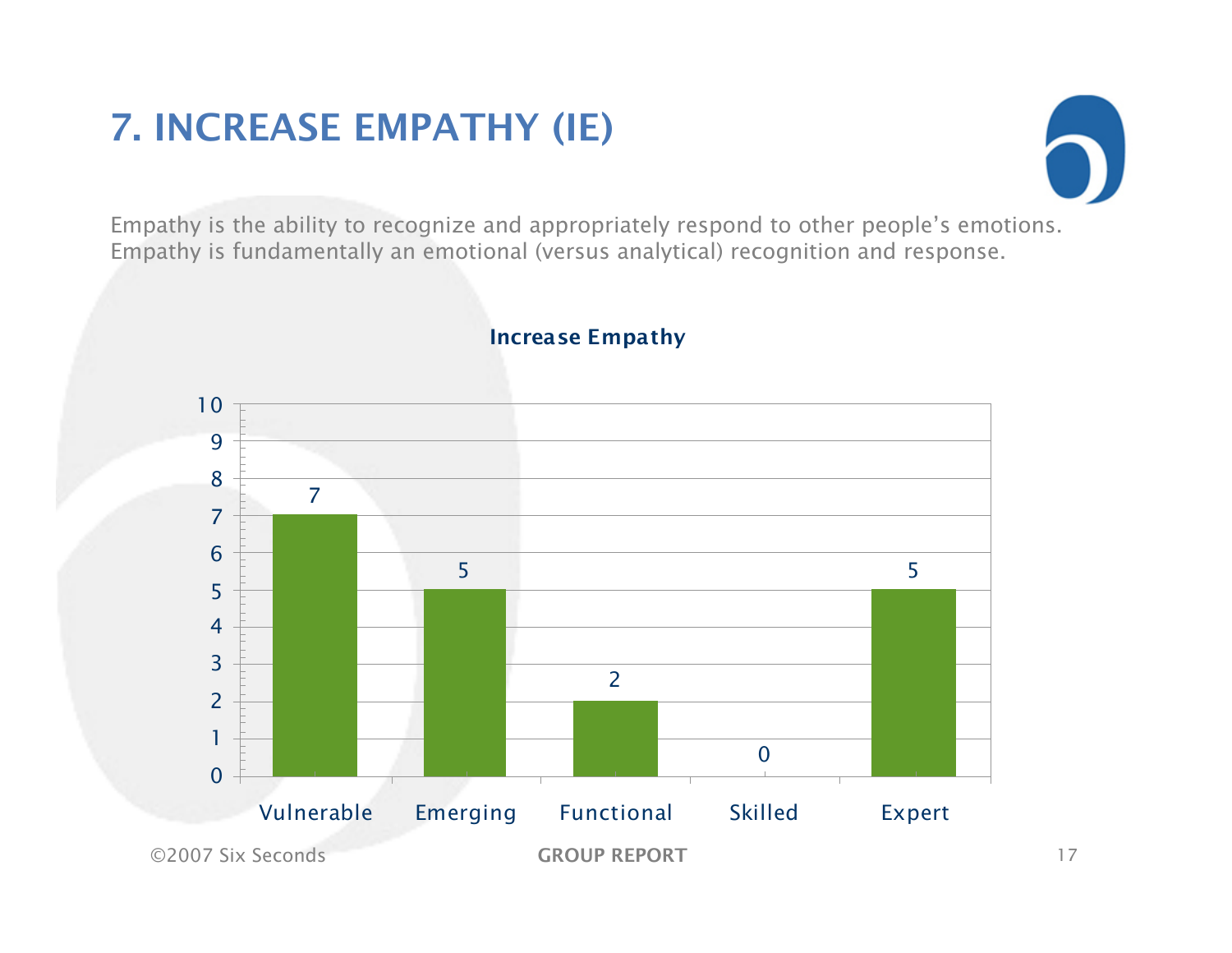# 7. INCREASE EMPATHY (IE)

Empathy is the ability to recognize and appropriately respond to other people's emotions. Empathy is fundamentally an emotional (versus analytical) recognition and response.

**Increase Empathy**

| Level | Count |
| --- | --- |
| Vulnerable | 7 |
| Emerging | 5 |
| Functional | 2 |
| Skilled | 0 |
| Expert | 5 |

©2007 Six Seconds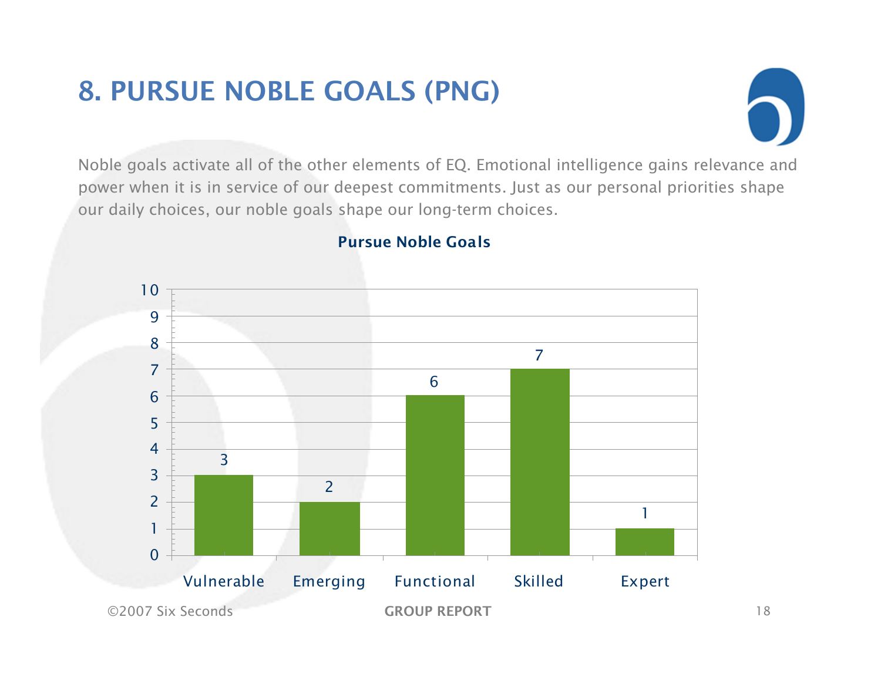# 8. PURSUE NOBLE GOALS (PNG)

Noble goals activate all of the other elements of EQ. Emotional intelligence gains relevance and power when it is in service of our deepest commitments. Just as our personal priorities shape our daily choices, our noble goals shape our long-term choices.

**Pursue Noble Goals**

| Vulnerable | Emerging | Functional | Skilled | Expert |
|---|---|---|---|---|
| 3 | 2 | 6 | 7 | 1 |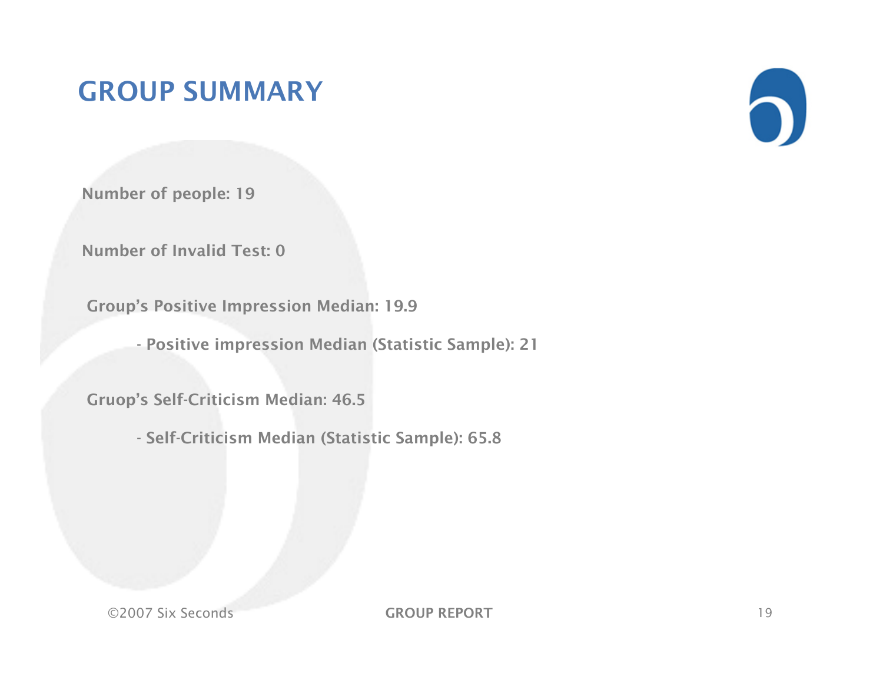# GROUP SUMMARY

**Number of people: 19**

**Number of Invalid Test: 0**

**Group's Positive Impression Median: 19.9**

- **Positive impression Median (Statistic Sample): 21**

**Gruop's Self-Criticism Median: 46.5**

- **Self-Criticism Median (Statistic Sample): 65.8**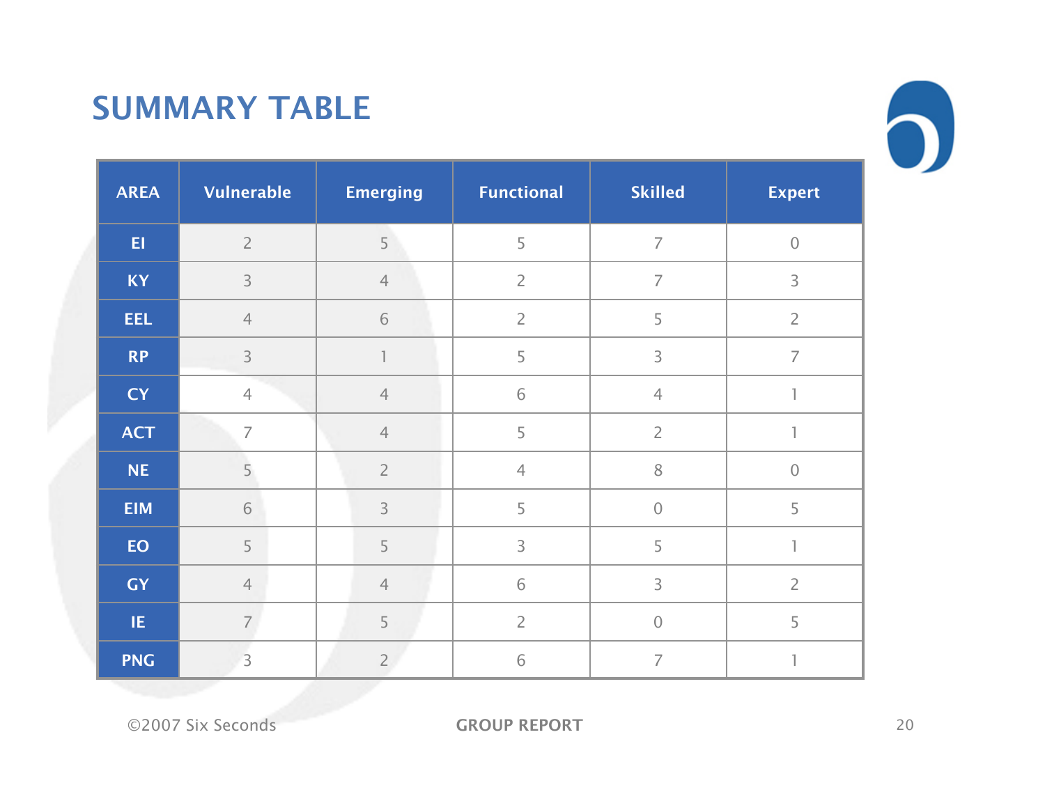# SUMMARY TABLE

| AREA | Vulnerable | Emerging | Functional | Skilled | Expert |
|---|---|---|---|---|---|
| EI | 2 | 5 | 5 | 7 | 0 |
| KY | 3 | 4 | 2 | 7 | 3 |
| EEL | 4 | 6 | 2 | 5 | 2 |
| RP | 3 | 1 | 5 | 3 | 7 |
| CY | 4 | 4 | 6 | 4 | 1 |
| ACT | 7 | 4 | 5 | 2 | 1 |
| NE | 5 | 2 | 4 | 8 | 0 |
| EIM | 6 | 3 | 5 | 0 | 5 |
| EO | 5 | 5 | 3 | 5 | 1 |
| GY | 4 | 4 | 6 | 3 | 2 |
| IE | 7 | 5 | 2 | 0 | 5 |
| PNG | 3 | 2 | 6 | 7 | 1 |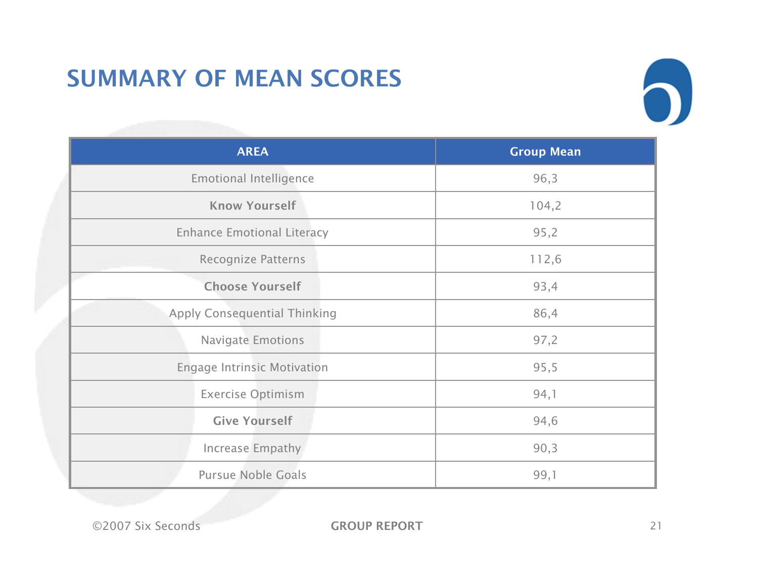# SUMMARY OF MEAN SCORES

| AREA | Group Mean |
|---|---|
| Emotional Intelligence | 96,3 |
| **Know Yourself** | 104,2 |
| Enhance Emotional Literacy | 95,2 |
| Recognize Patterns | 112,6 |
| **Choose Yourself** | 93,4 |
| Apply Consequential Thinking | 86,4 |
| Navigate Emotions | 97,2 |
| Engage Intrinsic Motivation | 95,5 |
| Exercise Optimism | 94,1 |
| **Give Yourself** | 94,6 |
| Increase Empathy | 90,3 |
| Pursue Noble Goals | 99,1 |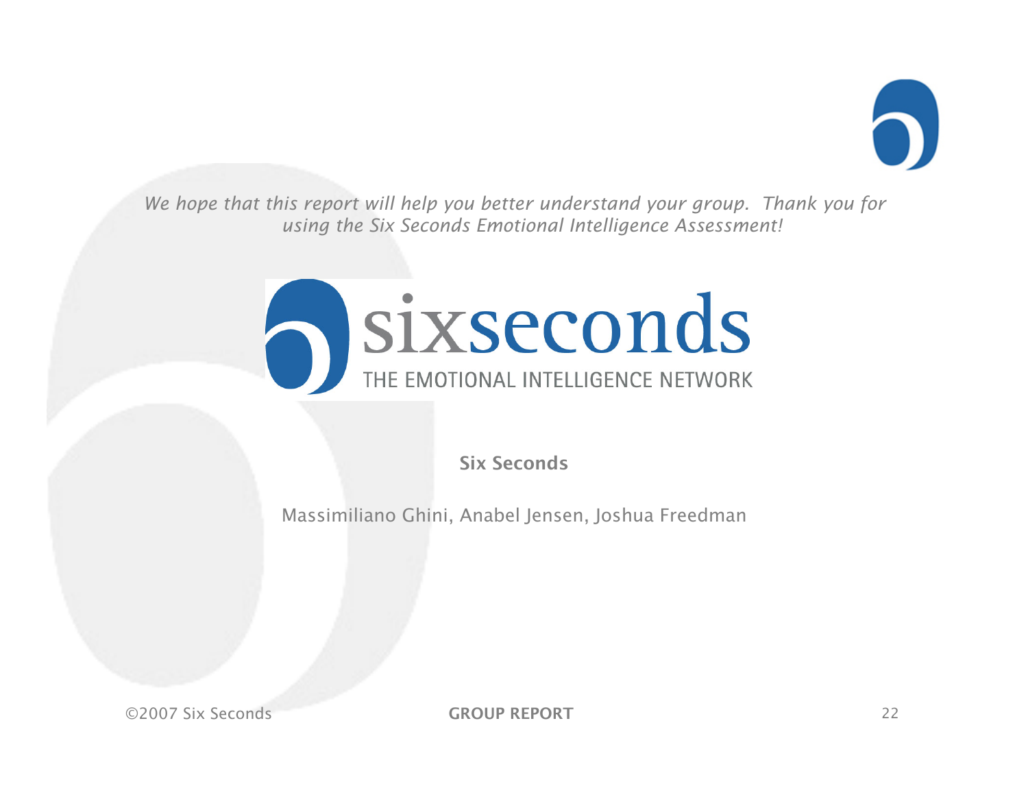*We hope that this report will help you better understand your group. Thank you for using the Six Seconds Emotional Intelligence Assessment!*

sixseconds

THE EMOTIONAL INTELLIGENCE NETWORK

**Six Seconds**

Massimiliano Ghini, Anabel Jensen, Joshua Freedman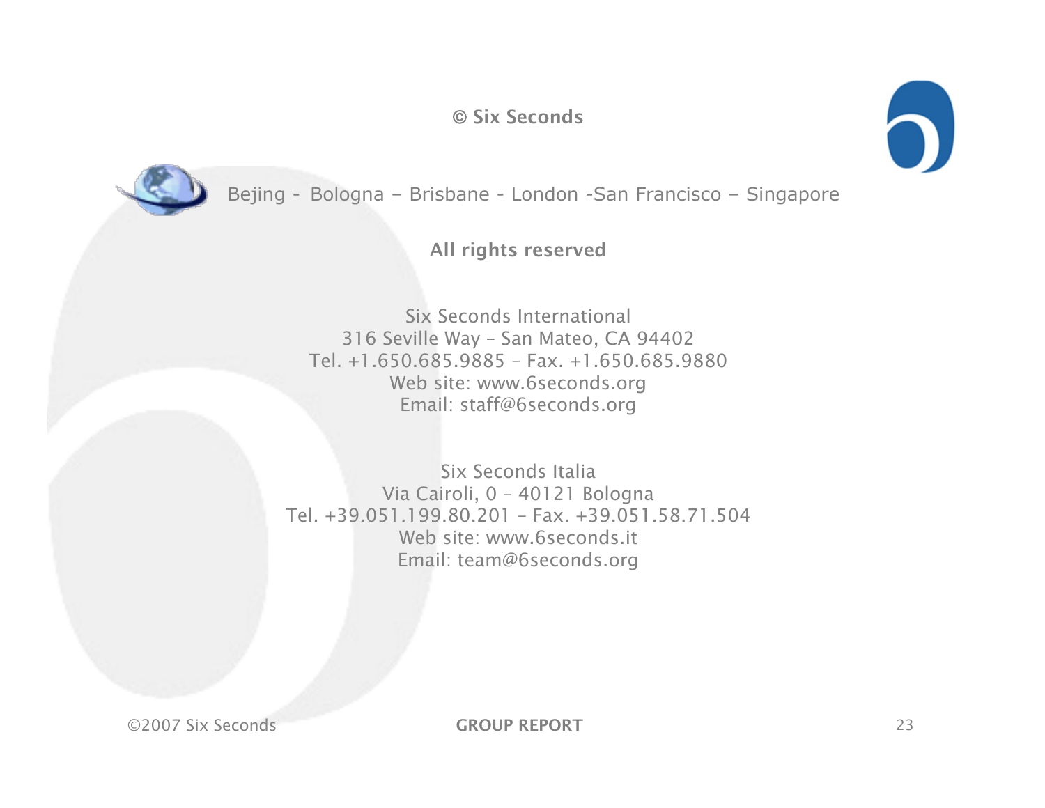**© Six Seconds**

Bejing - Bologna – Brisbane - London -San Francisco – Singapore

**All rights reserved**

Six Seconds International
316 Seville Way – San Mateo, CA 94402
Tel. +1.650.685.9885 – Fax. +1.650.685.9880
Web site: www.6seconds.org
Email: staff@6seconds.org

Six Seconds Italia
Via Cairoli, 0 – 40121 Bologna
Tel. +39.051.199.80.201 – Fax. +39.051.58.71.504
Web site: www.6seconds.it
Email: team@6seconds.org